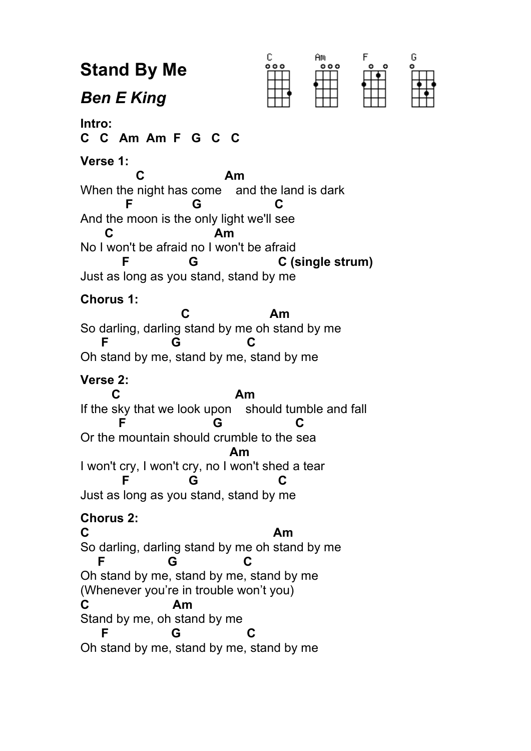# Stand By Me

## *Ben E King*

C   Am   F   G

**Intro:**
**C   C   Am  Am  F   G   C   C**

**Verse 1:**

```
           C                 Am
When the night has come    and the land is dark
        F           G              C
And the moon is the only light we'll see
    C                     Am
No I won't be afraid no I won't be afraid
       F           G                C (single strum)
Just as long as you stand, stand by me
```

**Chorus 1:**

```
                  C               Am
So darling, darling stand by me oh stand by me
   F           G             C
Oh stand by me, stand by me, stand by me
```

**Verse 2:**

```
     C                        Am
If the sky that we look upon    should tumble and fall
       F                G               C
Or the mountain should crumble to the sea
                            Am
I won't cry, I won't cry, no I won't shed a tear
       F           G                C
Just as long as you stand, stand by me
```

**Chorus 2:**

```
C                                  Am
So darling, darling stand by me oh stand by me
  F           G             C
Oh stand by me, stand by me, stand by me
(Whenever you're in trouble won't you)
C                Am
Stand by me, oh stand by me
   F           G             C
Oh stand by me, stand by me, stand by me
```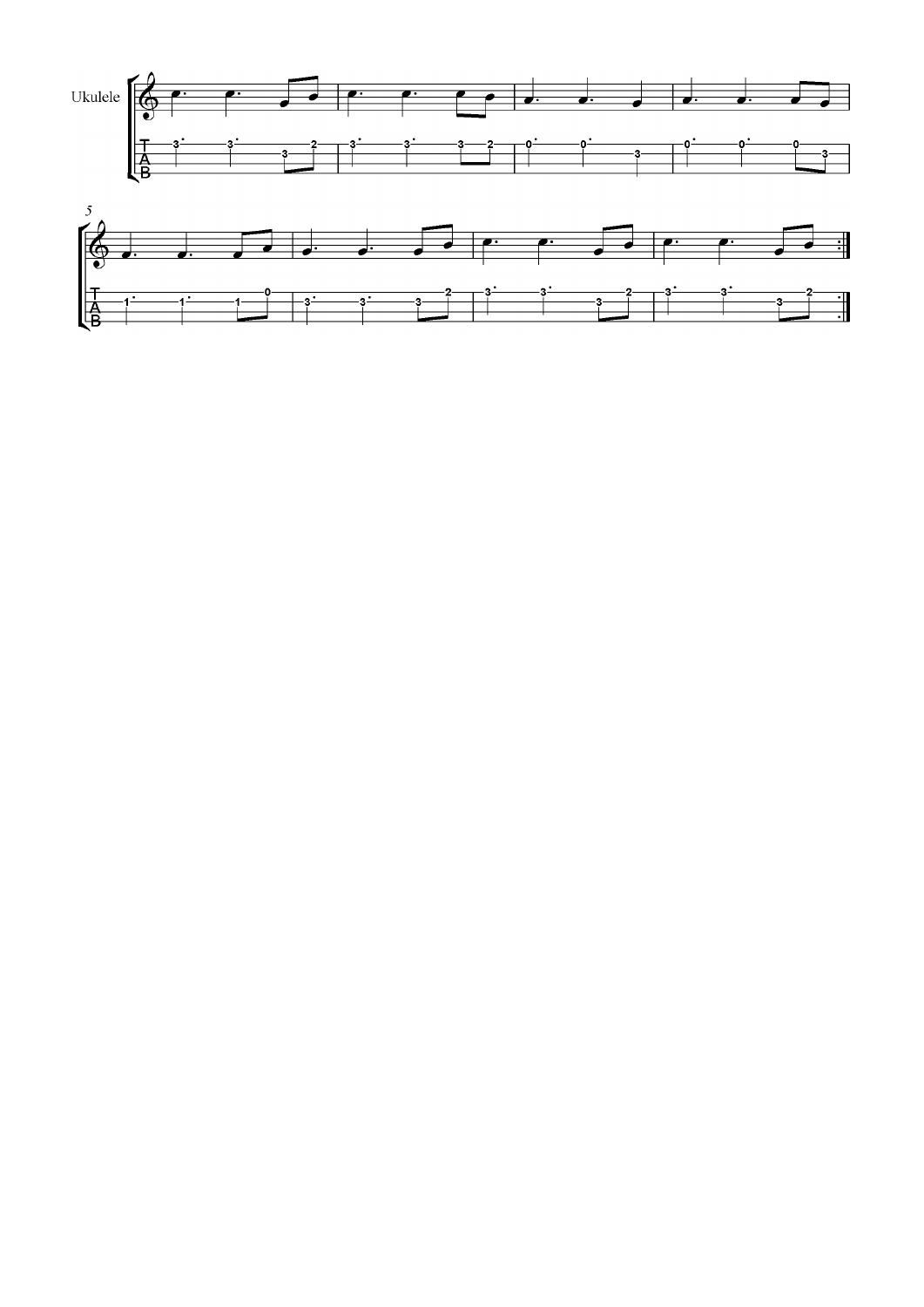Ukulele